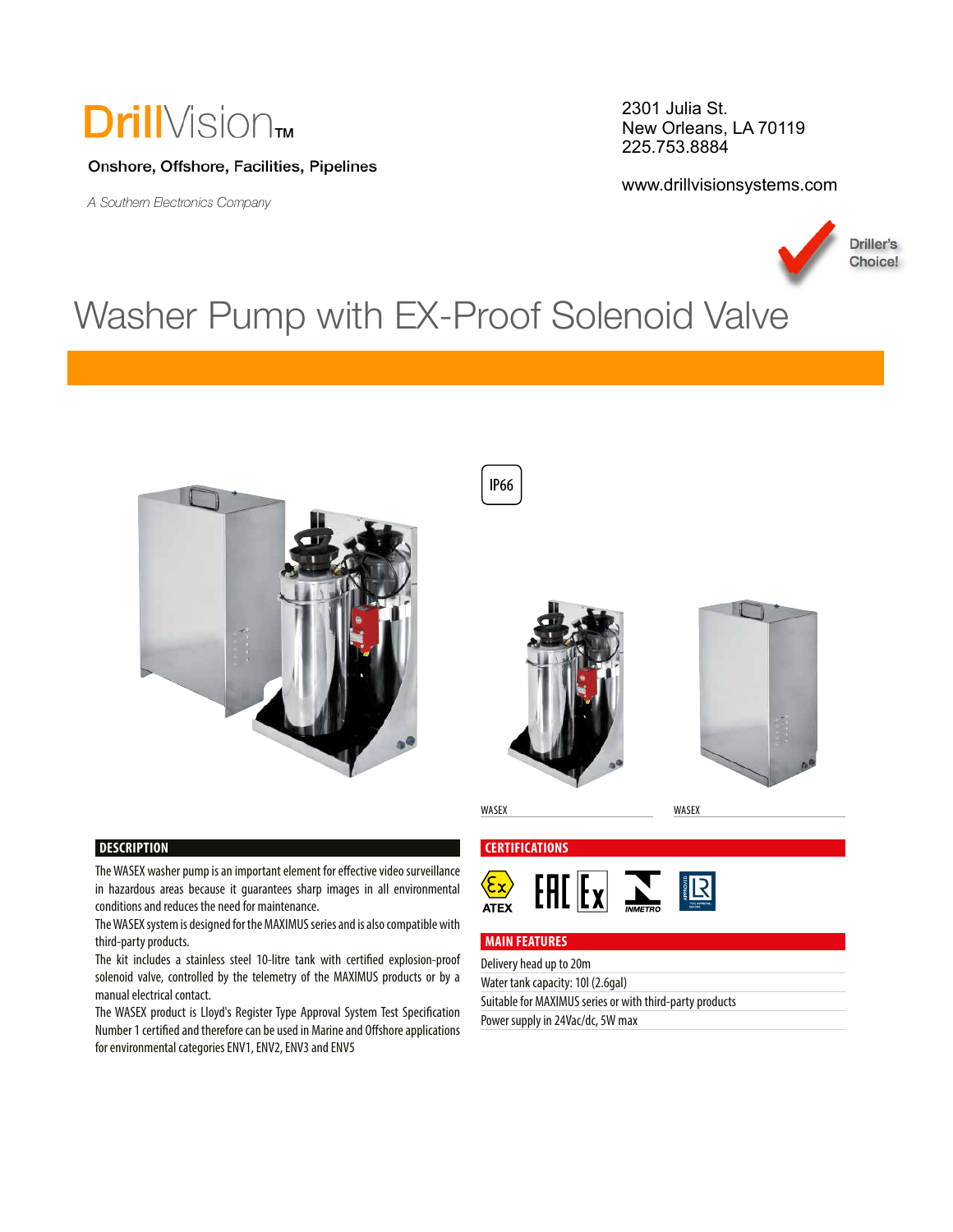DrillVision™

Onshore, Offshore, Facilities, Pipelines

*A Southern Electronics Company*

2301 Julia St.
New Orleans, LA 70119
225.753.8884

www.drillvisionsystems.com

Driller's Choice!

# Washer Pump with EX-Proof Solenoid Valve

IP66

WASEX

WASEX

## DESCRIPTION

The WASEX washer pump is an important element for effective video surveillance in hazardous areas because it guarantees sharp images in all environmental conditions and reduces the need for maintenance.

The WASEX system is designed for the MAXIMUS series and is also compatible with third-party products.

The kit includes a stainless steel 10-litre tank with certified explosion-proof solenoid valve, controlled by the telemetry of the MAXIMUS products or by a manual electrical contact.

The WASEX product is Lloyd's Register Type Approval System Test Specification Number 1 certified and therefore can be used in Marine and Offshore applications for environmental categories ENV1, ENV2, ENV3 and ENV5

## CERTIFICATIONS

ATEX, EAC Ex, INMETRO, LR

## MAIN FEATURES

- Delivery head up to 20m
- Water tank capacity: 10l (2.6gal)
- Suitable for MAXIMUS series or with third-party products
- Power supply in 24Vac/dc, 5W max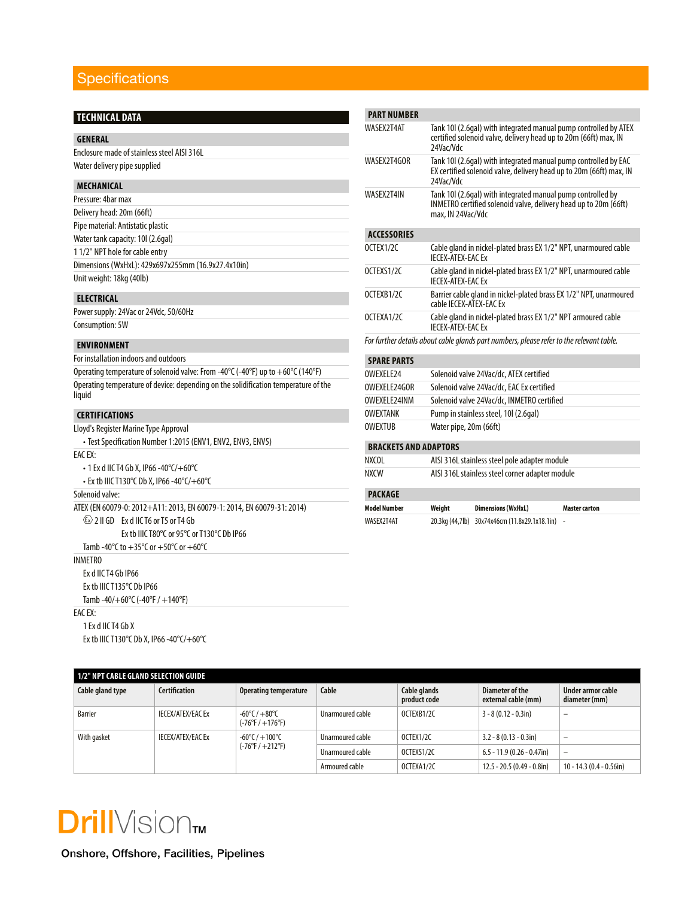# Specifications

## TECHNICAL DATA

### GENERAL

Enclosure made of stainless steel AISI 316L

Water delivery pipe supplied

### MECHANICAL

Pressure: 4bar max

Delivery head: 20m (66ft)

Pipe material: Antistatic plastic

Water tank capacity: 10l (2.6gal)

1 1/2" NPT hole for cable entry

Dimensions (WxHxL): 429x697x255mm (16.9x27.4x10in)

Unit weight: 18kg (40lb)

### ELECTRICAL

Power supply: 24Vac or 24Vdc, 50/60Hz

Consumption: 5W

### ENVIRONMENT

For installation indoors and outdoors

Operating temperature of solenoid valve: From -40°C (-40°F) up to +60°C (140°F)

Operating temperature of device: depending on the solidification temperature of the liquid

### CERTIFICATIONS

Lloyd's Register Marine Type Approval

- Test Specification Number 1:2015 (ENV1, ENV2, ENV3, ENV5)

EAC EX:

- 1 Ex d IIC T4 Gb X, IP66 -40°C/+60°C
- Ex tb IIIC T130°C Db X, IP66 -40°C/+60°C

Solenoid valve:

ATEX (EN 60079-0: 2012+A11: 2013, EN 60079-1: 2014, EN 60079-31: 2014)

Ex 2 II GD Ex d IIC T6 or T5 or T4 Gb
Ex tb IIIC T80°C or 95°C or T130°C Db IP66

Tamb -40°C to +35°C or +50°C or +60°C

INMETRO

Ex d IIC T4 Gb IP66

Ex tb IIIC T135°C Db IP66

Tamb -40/+60°C (-40°F / +140°F)

EAC EX:

1 Ex d IIC T4 Gb X

Ex tb IIIC T130°C Db X, IP66 -40°C/+60°C

### PART NUMBER

| | |
|---|---|
| WASEX2T4AT | Tank 10l (2.6gal) with integrated manual pump controlled by ATEX certified solenoid valve, delivery head up to 20m (66ft) max, IN 24Vac/Vdc |
| WASEX2T4GOR | Tank 10l (2.6gal) with integrated manual pump controlled by EAC EX certified solenoid valve, delivery head up to 20m (66ft) max, IN 24Vac/Vdc |
| WASEX2T4IN | Tank 10l (2.6gal) with integrated manual pump controlled by INMETRO certified solenoid valve, delivery head up to 20m (66ft) max, IN 24Vac/Vdc |

### ACCESSORIES

| | |
|---|---|
| OCTEX1/2C | Cable gland in nickel-plated brass EX 1/2" NPT, unarmoured cable IECEX-ATEX-EAC Ex |
| OCTEXS1/2C | Cable gland in nickel-plated brass EX 1/2" NPT, unarmoured cable IECEX-ATEX-EAC Ex |
| OCTEXB1/2C | Barrier cable gland in nickel-plated brass EX 1/2" NPT, unarmoured cable IECEX-ATEX-EAC Ex |
| OCTEXA1/2C | Cable gland in nickel-plated brass EX 1/2" NPT armoured cable IECEX-ATEX-EAC Ex |

*For further details about cable glands part numbers, please refer to the relevant table.*

### SPARE PARTS

| | |
|---|---|
| OWEXELE24 | Solenoid valve 24Vac/dc, ATEX certified |
| OWEXELE24GOR | Solenoid valve 24Vac/dc, EAC Ex certified |
| OWEXELE24INM | Solenoid valve 24Vac/dc, INMETRO certified |
| OWEXTANK | Pump in stainless steel, 10l (2.6gal) |
| OWEXTUB | Water pipe, 20m (66ft) |

### BRACKETS AND ADAPTORS

| | |
|---|---|
| NXCOL | AISI 316L stainless steel pole adapter module |
| NXCW | AISI 316L stainless steel corner adapter module |

### PACKAGE

| Model Number | Weight | Dimensions (WxHxL) | Master carton |
|---|---|---|---|
| WASEX2T4AT | 20.3kg (44,7lb) | 30x74x46cm (11.8x29.1x18.1in) | - |

## 1/2" NPT CABLE GLAND SELECTION GUIDE

| Cable gland type | Certification | Operating temperature | Cable | Cable glands product code | Diameter of the external cable (mm) | Under armor cable diameter (mm) |
|---|---|---|---|---|---|---|
| Barrier | IECEX/ATEX/EAC Ex | -60°C / +80°C (-76°F / +176°F) | Unarmoured cable | OCTEXB1/2C | 3 - 8 (0.12 - 0.3in) | – |
| With gasket | IECEX/ATEX/EAC Ex | -60°C / +100°C (-76°F / +212°F) | Unarmoured cable | OCTEX1/2C | 3.2 - 8 (0.13 - 0.3in) | – |
| | | | Unarmoured cable | OCTEXS1/2C | 6.5 - 11.9 (0.26 - 0.47in) | – |
| | | | Armoured cable | OCTEXA1/2C | 12.5 - 20.5 (0.49 - 0.8in) | 10 - 14.3 (0.4 - 0.56in) |

DrillVision™

Onshore, Offshore, Facilities, Pipelines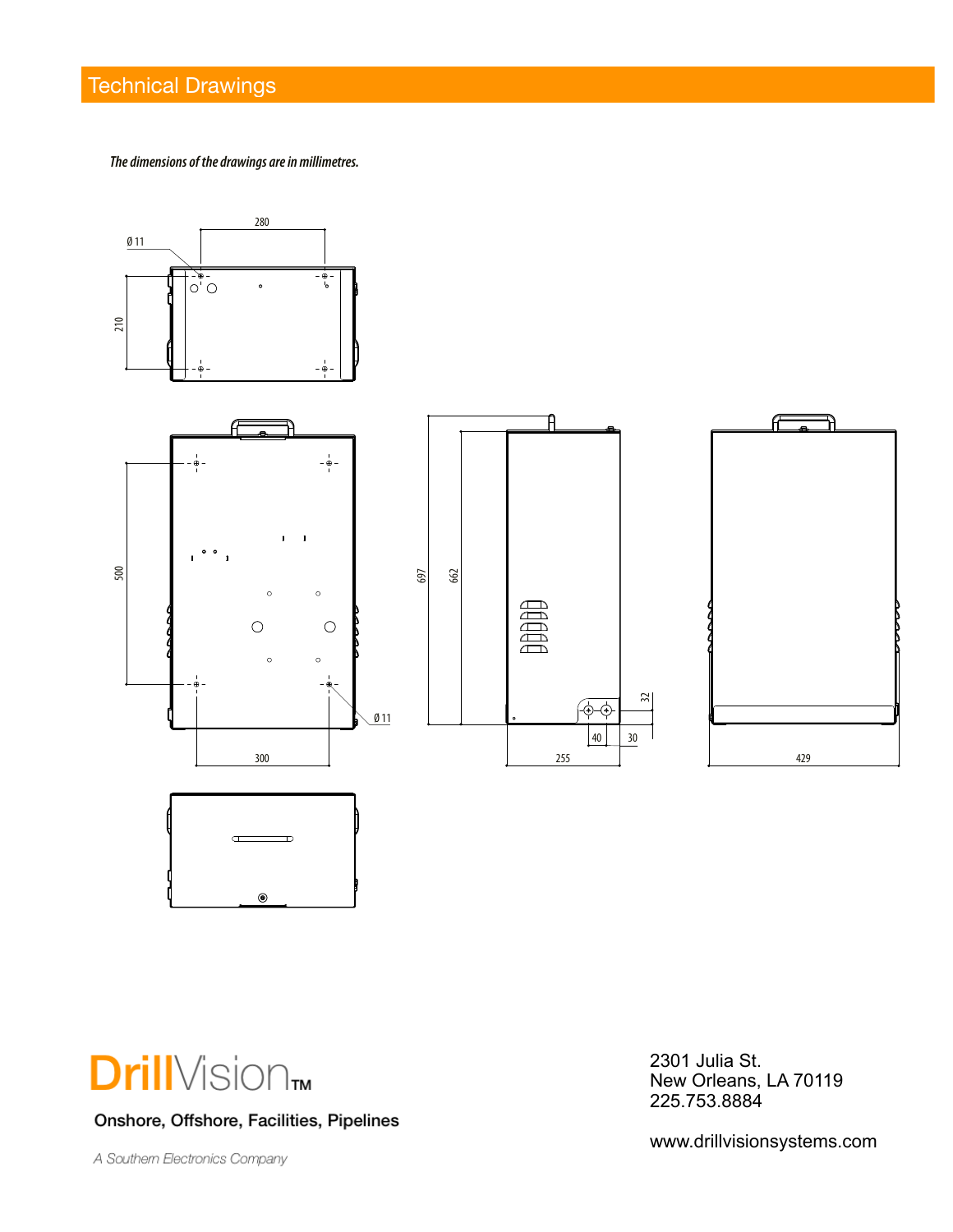# Technical Drawings

*The dimensions of the drawings are in millimetres.*

Ø 11

280

210

500

300

Ø 11

697

662

32

40

30

255

429

DrillVision™

Onshore, Offshore, Facilities, Pipelines

*A Southern Electronics Company*

2301 Julia St.
New Orleans, LA 70119
225.753.8884

www.drillvisionsystems.com